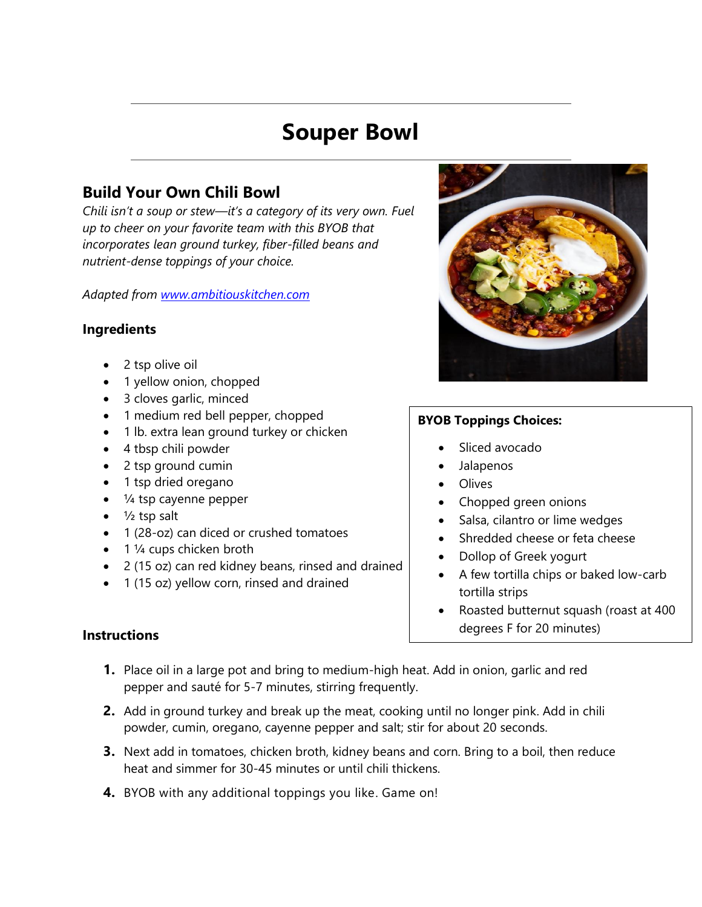# Souper Bowl

## Build Your Own Chili Bowl

*Chili isn't a soup or stew—it's a category of its very own. Fuel up to cheer on your favorite team with this BYOB that incorporates lean ground turkey, fiber-filled beans and nutrient-dense toppings of your choice.*

*Adapted from [www.ambitiouskitchen.com](www.ambitiouskitchen.com)*

### Ingredients

- 2 tsp olive oil
- 1 yellow onion, chopped
- 3 cloves garlic, minced
- 1 medium red bell pepper, chopped
- 1 lb. extra lean ground turkey or chicken
- 4 tbsp chili powder
- 2 tsp ground cumin
- 1 tsp dried oregano
- ¼ tsp cayenne pepper
- ½ tsp salt
- 1 (28-oz) can diced or crushed tomatoes
- 1 ¼ cups chicken broth
- 2 (15 oz) can red kidney beans, rinsed and drained
- 1 (15 oz) yellow corn, rinsed and drained

**BYOB Toppings Choices:**

- Sliced avocado
- Jalapenos
- Olives
- Chopped green onions
- Salsa, cilantro or lime wedges
- Shredded cheese or feta cheese
- Dollop of Greek yogurt
- A few tortilla chips or baked low-carb tortilla strips
- Roasted butternut squash (roast at 400 degrees F for 20 minutes)

### Instructions

1. Place oil in a large pot and bring to medium-high heat. Add in onion, garlic and red pepper and sauté for 5-7 minutes, stirring frequently.
2. Add in ground turkey and break up the meat, cooking until no longer pink. Add in chili powder, cumin, oregano, cayenne pepper and salt; stir for about 20 seconds.
3. Next add in tomatoes, chicken broth, kidney beans and corn. Bring to a boil, then reduce heat and simmer for 30-45 minutes or until chili thickens.
4. BYOB with any additional toppings you like. Game on!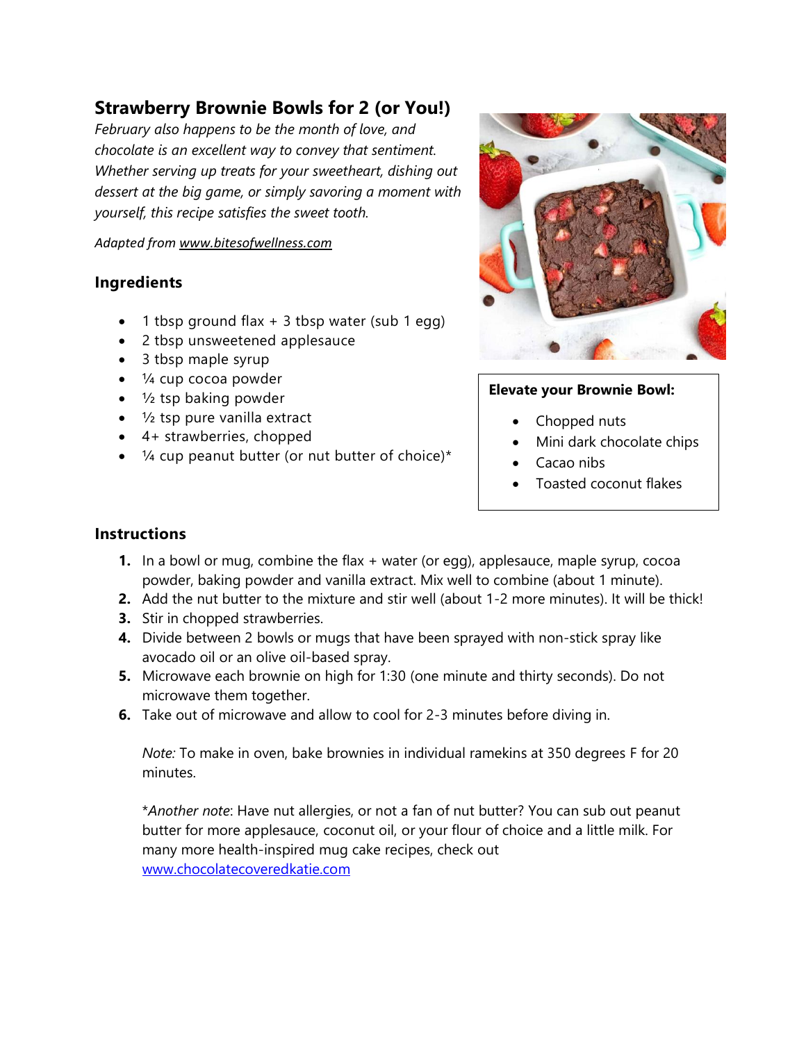## Strawberry Brownie Bowls for 2 (or You!)

*February also happens to be the month of love, and chocolate is an excellent way to convey that sentiment. Whether serving up treats for your sweetheart, dishing out dessert at the big game, or simply savoring a moment with yourself, this recipe satisfies the sweet tooth.*

*Adapted from* *[www.bitesofwellness.com](http://www.bitesofwellness.com)*

### Ingredients

- 1 tbsp ground flax + 3 tbsp water (sub 1 egg)
- 2 tbsp unsweetened applesauce
- 3 tbsp maple syrup
- ¼ cup cocoa powder
- ½ tsp baking powder
- ½ tsp pure vanilla extract
- 4+ strawberries, chopped
- ¼ cup peanut butter (or nut butter of choice)*

**Elevate your Brownie Bowl:**

- Chopped nuts
- Mini dark chocolate chips
- Cacao nibs
- Toasted coconut flakes

### Instructions

1. In a bowl or mug, combine the flax + water (or egg), applesauce, maple syrup, cocoa powder, baking powder and vanilla extract. Mix well to combine (about 1 minute).
2. Add the nut butter to the mixture and stir well (about 1-2 more minutes). It will be thick!
3. Stir in chopped strawberries.
4. Divide between 2 bowls or mugs that have been sprayed with non-stick spray like avocado oil or an olive oil-based spray.
5. Microwave each brownie on high for 1:30 (one minute and thirty seconds). Do not microwave them together.
6. Take out of microwave and allow to cool for 2-3 minutes before diving in.

*Note:* To make in oven, bake brownies in individual ramekins at 350 degrees F for 20 minutes.

**Another note*: Have nut allergies, or not a fan of nut butter? You can sub out peanut butter for more applesauce, coconut oil, or your flour of choice and a little milk. For many more health-inspired mug cake recipes, check out [www.chocolatecoveredkatie.com](http://www.chocolatecoveredkatie.com)